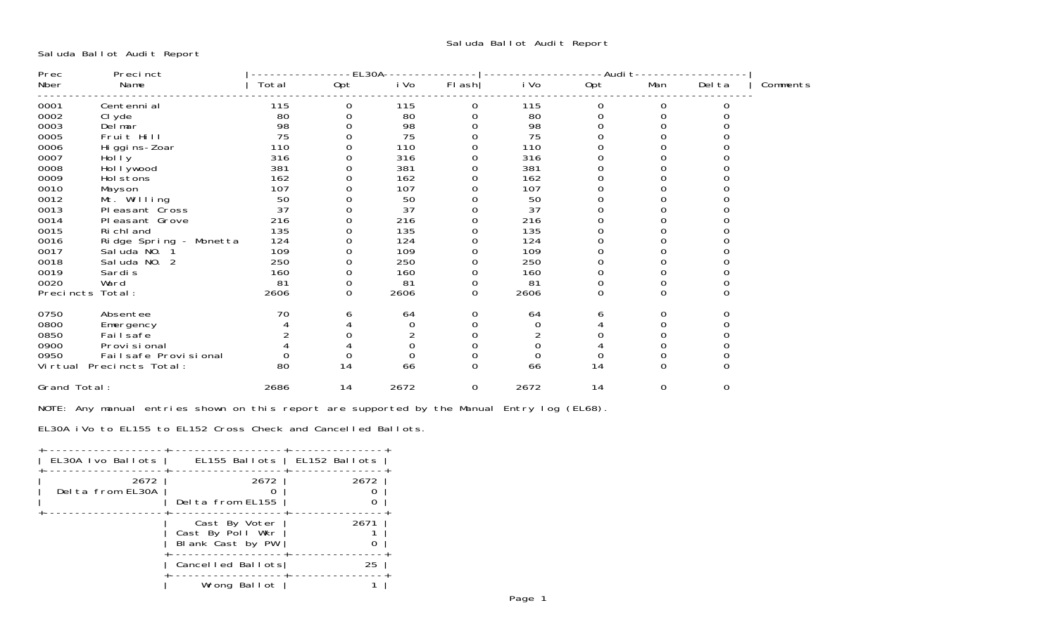Saluda Ballot Audit Report

Saluda Ballot Audit Report

| Prec Nber | Precinct Name | EL30A Total | EL30A Opt | EL30A iVo | EL30A Flash | Audit iVo | Audit Opt | Audit Man | Audit Delta | Comments |
|---|---|---|---|---|---|---|---|---|---|---|
| 0001 | Centennial | 115 | 0 | 115 | 0 | 115 | 0 | 0 | 0 | |
| 0002 | Clyde | 80 | 0 | 80 | 0 | 80 | 0 | 0 | 0 | |
| 0003 | Delmar | 98 | 0 | 98 | 0 | 98 | 0 | 0 | 0 | |
| 0005 | Fruit Hill | 75 | 0 | 75 | 0 | 75 | 0 | 0 | 0 | |
| 0006 | Higgins-Zoar | 110 | 0 | 110 | 0 | 110 | 0 | 0 | 0 | |
| 0007 | Holly | 316 | 0 | 316 | 0 | 316 | 0 | 0 | 0 | |
| 0008 | Hollywood | 381 | 0 | 381 | 0 | 381 | 0 | 0 | 0 | |
| 0009 | Holstons | 162 | 0 | 162 | 0 | 162 | 0 | 0 | 0 | |
| 0010 | Mayson | 107 | 0 | 107 | 0 | 107 | 0 | 0 | 0 | |
| 0012 | Mt. Willing | 50 | 0 | 50 | 0 | 50 | 0 | 0 | 0 | |
| 0013 | Pleasant Cross | 37 | 0 | 37 | 0 | 37 | 0 | 0 | 0 | |
| 0014 | Pleasant Grove | 216 | 0 | 216 | 0 | 216 | 0 | 0 | 0 | |
| 0015 | Richland | 135 | 0 | 135 | 0 | 135 | 0 | 0 | 0 | |
| 0016 | Ridge Spring - Monetta | 124 | 0 | 124 | 0 | 124 | 0 | 0 | 0 | |
| 0017 | Saluda NO. 1 | 109 | 0 | 109 | 0 | 109 | 0 | 0 | 0 | |
| 0018 | Saluda NO. 2 | 250 | 0 | 250 | 0 | 250 | 0 | 0 | 0 | |
| 0019 | Sardis | 160 | 0 | 160 | 0 | 160 | 0 | 0 | 0 | |
| 0020 | Ward | 81 | 0 | 81 | 0 | 81 | 0 | 0 | 0 | |
| Precincts Total: | | 2606 | 0 | 2606 | 0 | 2606 | 0 | 0 | 0 | |
| 0750 | Absentee | 70 | 6 | 64 | 0 | 64 | 6 | 0 | 0 | |
| 0800 | Emergency | 4 | 4 | 0 | 0 | 0 | 4 | 0 | 0 | |
| 0850 | Failsafe | 2 | 0 | 2 | 0 | 2 | 0 | 0 | 0 | |
| 0900 | Provisional | 4 | 4 | 0 | 0 | 0 | 4 | 0 | 0 | |
| 0950 | Failsafe Provisional | 0 | 0 | 0 | 0 | 0 | 0 | 0 | 0 | |
| Virtual Precincts Total: | | 80 | 14 | 66 | 0 | 66 | 14 | 0 | 0 | |
| Grand Total: | | 2686 | 14 | 2672 | 0 | 2672 | 14 | 0 | 0 | |

NOTE: Any manual entries shown on this report are supported by the Manual Entry log (EL68).

EL30A iVo to EL155 to EL152 Cross Check and Cancelled Ballots.

| EL30A Ivo Ballots | EL155 Ballots | EL152 Ballots |
|---|---|---|
| 2672 | 2672 | 2672 |
| Delta from EL30A | 0 | 0 |
| | Delta from EL155 | 0 |
| | Cast By Voter | 2671 |
| | Cast By Poll Wkr | 1 |
| | Blank Cast by PW | 0 |
| | Cancelled Ballots | 25 |
| | Wrong Ballot | 1 |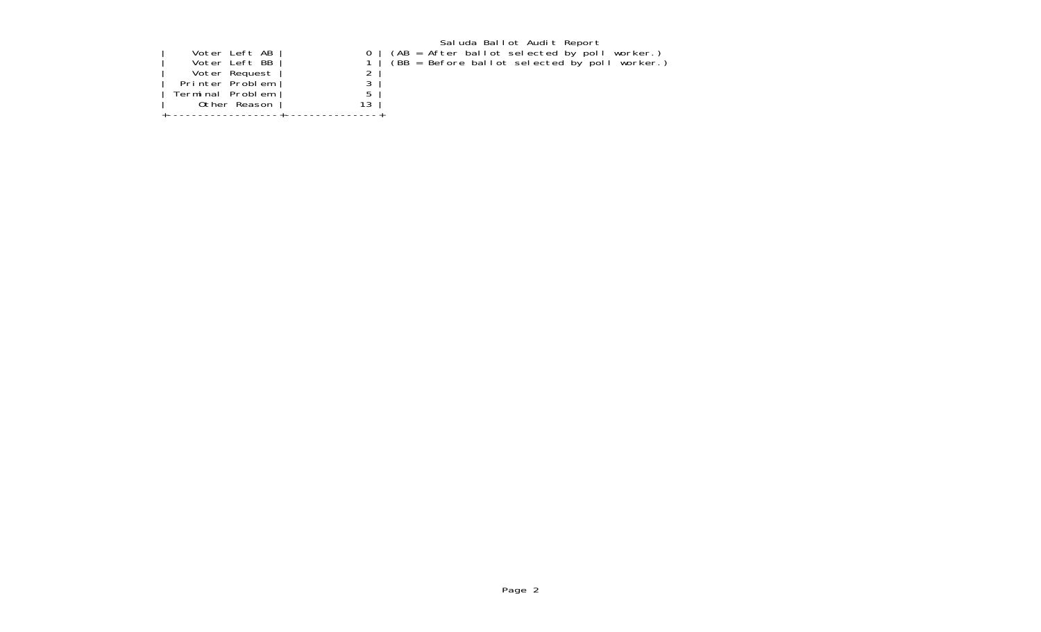Saluda Ballot Audit Report

| | |
|---|---|
| Voter Left AB | 0 |
| Voter Left BB | 1 |
| Voter Request | 2 |
| Printer Problem | 3 |
| Terminal Problem | 5 |
| Other Reason | 13 |

(AB = After ballot selected by poll worker.)
(BB = Before ballot selected by poll worker.)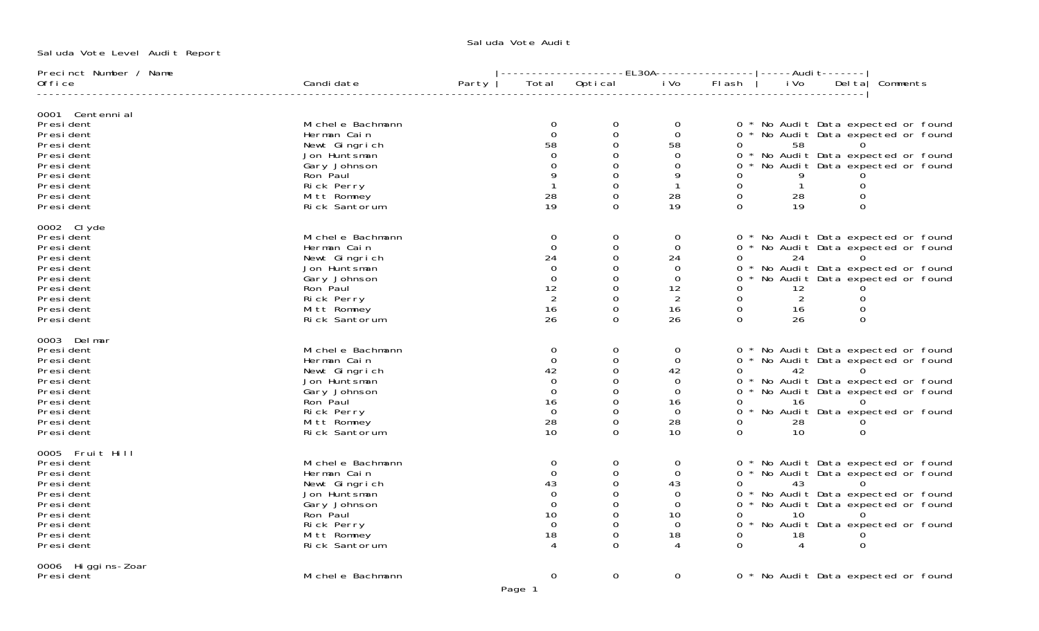Saluda Vote Audit

Saluda Vote Level Audit Report

| Precinct Number / Name Office | Candidate | Party | EL30A Total | EL30A Optical | EL30A iVo | EL30A Flash | Audit iVo | Audit Delta | Comments |
|---|---|---|---|---|---|---|---|---|---|
| **0001 Centennial** | | | | | | | | | |
| President | Michele Bachmann | | 0 | 0 | 0 | 0 | * No Audit Data expected or found | | |
| President | Herman Cain | | 0 | 0 | 0 | 0 | * No Audit Data expected or found | | |
| President | Newt Gingrich | | 58 | 0 | 58 | 0 | 58 | 0 | |
| President | Jon Huntsman | | 0 | 0 | 0 | 0 | * No Audit Data expected or found | | |
| President | Gary Johnson | | 0 | 0 | 0 | 0 | * No Audit Data expected or found | | |
| President | Ron Paul | | 9 | 0 | 9 | 0 | 9 | 0 | |
| President | Rick Perry | | 1 | 0 | 1 | 0 | 1 | 0 | |
| President | Mitt Romney | | 28 | 0 | 28 | 0 | 28 | 0 | |
| President | Rick Santorum | | 19 | 0 | 19 | 0 | 19 | 0 | |
| **0002 Clyde** | | | | | | | | | |
| President | Michele Bachmann | | 0 | 0 | 0 | 0 | * No Audit Data expected or found | | |
| President | Herman Cain | | 0 | 0 | 0 | 0 | * No Audit Data expected or found | | |
| President | Newt Gingrich | | 24 | 0 | 24 | 0 | 24 | 0 | |
| President | Jon Huntsman | | 0 | 0 | 0 | 0 | * No Audit Data expected or found | | |
| President | Gary Johnson | | 0 | 0 | 0 | 0 | * No Audit Data expected or found | | |
| President | Ron Paul | | 12 | 0 | 12 | 0 | 12 | 0 | |
| President | Rick Perry | | 2 | 0 | 2 | 0 | 2 | 0 | |
| President | Mitt Romney | | 16 | 0 | 16 | 0 | 16 | 0 | |
| President | Rick Santorum | | 26 | 0 | 26 | 0 | 26 | 0 | |
| **0003 Delmar** | | | | | | | | | |
| President | Michele Bachmann | | 0 | 0 | 0 | 0 | * No Audit Data expected or found | | |
| President | Herman Cain | | 0 | 0 | 0 | 0 | * No Audit Data expected or found | | |
| President | Newt Gingrich | | 42 | 0 | 42 | 0 | 42 | 0 | |
| President | Jon Huntsman | | 0 | 0 | 0 | 0 | * No Audit Data expected or found | | |
| President | Gary Johnson | | 0 | 0 | 0 | 0 | * No Audit Data expected or found | | |
| President | Ron Paul | | 16 | 0 | 16 | 0 | 16 | 0 | |
| President | Rick Perry | | 0 | 0 | 0 | 0 | * No Audit Data expected or found | | |
| President | Mitt Romney | | 28 | 0 | 28 | 0 | 28 | 0 | |
| President | Rick Santorum | | 10 | 0 | 10 | 0 | 10 | 0 | |
| **0005 Fruit Hill** | | | | | | | | | |
| President | Michele Bachmann | | 0 | 0 | 0 | 0 | * No Audit Data expected or found | | |
| President | Herman Cain | | 0 | 0 | 0 | 0 | * No Audit Data expected or found | | |
| President | Newt Gingrich | | 43 | 0 | 43 | 0 | 43 | 0 | |
| President | Jon Huntsman | | 0 | 0 | 0 | 0 | * No Audit Data expected or found | | |
| President | Gary Johnson | | 0 | 0 | 0 | 0 | * No Audit Data expected or found | | |
| President | Ron Paul | | 10 | 0 | 10 | 0 | 10 | 0 | |
| President | Rick Perry | | 0 | 0 | 0 | 0 | * No Audit Data expected or found | | |
| President | Mitt Romney | | 18 | 0 | 18 | 0 | 18 | 0 | |
| President | Rick Santorum | | 4 | 0 | 4 | 0 | 4 | 0 | |
| **0006 Higgins-Zoar** | | | | | | | | | |
| President | Michele Bachmann | | 0 | 0 | 0 | 0 | * No Audit Data expected or found | | |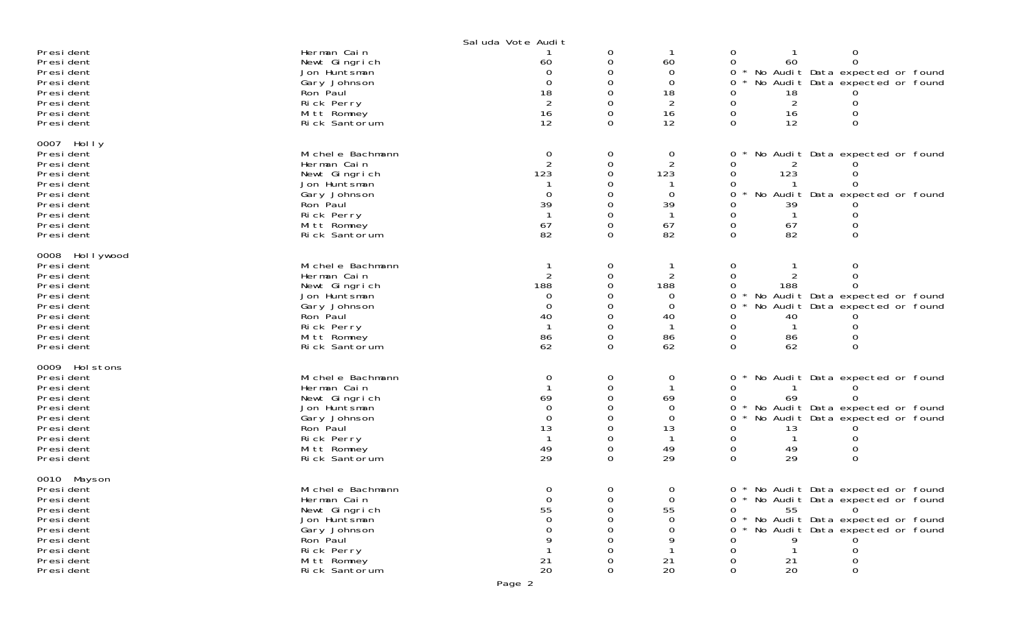Saluda Vote Audit

| | | | | | | | |
|---|---|---|---|---|---|---|---|
| President | Herman Cain | 1 | 0 | 1 | 0 | 1 | 0 |
| President | Newt Gingrich | 60 | 0 | 60 | 0 | 60 | 0 |
| President | Jon Huntsman | 0 | 0 | 0 | 0 * No Audit Data expected or found | | |
| President | Gary Johnson | 0 | 0 | 0 | 0 * No Audit Data expected or found | | |
| President | Ron Paul | 18 | 0 | 18 | 0 | 18 | 0 |
| President | Rick Perry | 2 | 0 | 2 | 0 | 2 | 0 |
| President | Mitt Romney | 16 | 0 | 16 | 0 | 16 | 0 |
| President | Rick Santorum | 12 | 0 | 12 | 0 | 12 | 0 |

0007 Holly

| | | | | | | | |
|---|---|---|---|---|---|---|---|
| President | Michele Bachmann | 0 | 0 | 0 | 0 * No Audit Data expected or found | | |
| President | Herman Cain | 2 | 0 | 2 | 0 | 2 | 0 |
| President | Newt Gingrich | 123 | 0 | 123 | 0 | 123 | 0 |
| President | Jon Huntsman | 1 | 0 | 1 | 0 | 1 | 0 |
| President | Gary Johnson | 0 | 0 | 0 | 0 * No Audit Data expected or found | | |
| President | Ron Paul | 39 | 0 | 39 | 0 | 39 | 0 |
| President | Rick Perry | 1 | 0 | 1 | 0 | 1 | 0 |
| President | Mitt Romney | 67 | 0 | 67 | 0 | 67 | 0 |
| President | Rick Santorum | 82 | 0 | 82 | 0 | 82 | 0 |

0008 Hollywood

| | | | | | | | |
|---|---|---|---|---|---|---|---|
| President | Michele Bachmann | 1 | 0 | 1 | 0 | 1 | 0 |
| President | Herman Cain | 2 | 0 | 2 | 0 | 2 | 0 |
| President | Newt Gingrich | 188 | 0 | 188 | 0 | 188 | 0 |
| President | Jon Huntsman | 0 | 0 | 0 | 0 * No Audit Data expected or found | | |
| President | Gary Johnson | 0 | 0 | 0 | 0 * No Audit Data expected or found | | |
| President | Ron Paul | 40 | 0 | 40 | 0 | 40 | 0 |
| President | Rick Perry | 1 | 0 | 1 | 0 | 1 | 0 |
| President | Mitt Romney | 86 | 0 | 86 | 0 | 86 | 0 |
| President | Rick Santorum | 62 | 0 | 62 | 0 | 62 | 0 |

0009 Holstons

| | | | | | | | |
|---|---|---|---|---|---|---|---|
| President | Michele Bachmann | 0 | 0 | 0 | 0 * No Audit Data expected or found | | |
| President | Herman Cain | 1 | 0 | 1 | 0 | 1 | 0 |
| President | Newt Gingrich | 69 | 0 | 69 | 0 | 69 | 0 |
| President | Jon Huntsman | 0 | 0 | 0 | 0 * No Audit Data expected or found | | |
| President | Gary Johnson | 0 | 0 | 0 | 0 * No Audit Data expected or found | | |
| President | Ron Paul | 13 | 0 | 13 | 0 | 13 | 0 |
| President | Rick Perry | 1 | 0 | 1 | 0 | 1 | 0 |
| President | Mitt Romney | 49 | 0 | 49 | 0 | 49 | 0 |
| President | Rick Santorum | 29 | 0 | 29 | 0 | 29 | 0 |

0010 Mayson

| | | | | | | | |
|---|---|---|---|---|---|---|---|
| President | Michele Bachmann | 0 | 0 | 0 | 0 * No Audit Data expected or found | | |
| President | Herman Cain | 0 | 0 | 0 | 0 * No Audit Data expected or found | | |
| President | Newt Gingrich | 55 | 0 | 55 | 0 | 55 | 0 |
| President | Jon Huntsman | 0 | 0 | 0 | 0 * No Audit Data expected or found | | |
| President | Gary Johnson | 0 | 0 | 0 | 0 * No Audit Data expected or found | | |
| President | Ron Paul | 9 | 0 | 9 | 0 | 9 | 0 |
| President | Rick Perry | 1 | 0 | 1 | 0 | 1 | 0 |
| President | Mitt Romney | 21 | 0 | 21 | 0 | 21 | 0 |
| President | Rick Santorum | 20 | 0 | 20 | 0 | 20 | 0 |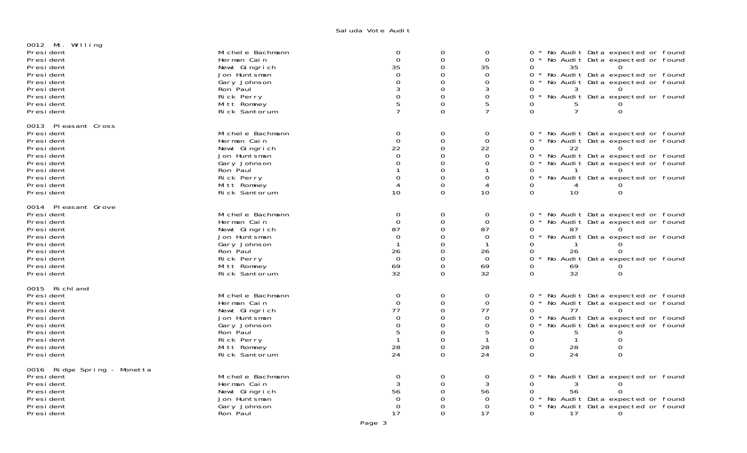## Saluda Vote Audit

### 0012 Mt. Willing

| Contest | Candidate | | | | | | |
|---|---|---|---|---|---|---|---|
| President | Michele Bachmann | 0 | 0 | 0 | 0 * No Audit Data expected or found | | |
| President | Herman Cain | 0 | 0 | 0 | 0 * No Audit Data expected or found | | |
| President | Newt Gingrich | 35 | 0 | 35 | 0 | 35 | 0 |
| President | Jon Huntsman | 0 | 0 | 0 | 0 * No Audit Data expected or found | | |
| President | Gary Johnson | 0 | 0 | 0 | 0 * No Audit Data expected or found | | |
| President | Ron Paul | 3 | 0 | 3 | 0 | 3 | 0 |
| President | Rick Perry | 0 | 0 | 0 | 0 * No Audit Data expected or found | | |
| President | Mitt Romney | 5 | 0 | 5 | 0 | 5 | 0 |
| President | Rick Santorum | 7 | 0 | 7 | 0 | 7 | 0 |

### 0013 Pleasant Cross

| Contest | Candidate | | | | | | |
|---|---|---|---|---|---|---|---|
| President | Michele Bachmann | 0 | 0 | 0 | 0 * No Audit Data expected or found | | |
| President | Herman Cain | 0 | 0 | 0 | 0 * No Audit Data expected or found | | |
| President | Newt Gingrich | 22 | 0 | 22 | 0 | 22 | 0 |
| President | Jon Huntsman | 0 | 0 | 0 | 0 * No Audit Data expected or found | | |
| President | Gary Johnson | 0 | 0 | 0 | 0 * No Audit Data expected or found | | |
| President | Ron Paul | 1 | 0 | 1 | 0 | 1 | 0 |
| President | Rick Perry | 0 | 0 | 0 | 0 * No Audit Data expected or found | | |
| President | Mitt Romney | 4 | 0 | 4 | 0 | 4 | 0 |
| President | Rick Santorum | 10 | 0 | 10 | 0 | 10 | 0 |

### 0014 Pleasant Grove

| Contest | Candidate | | | | | | |
|---|---|---|---|---|---|---|---|
| President | Michele Bachmann | 0 | 0 | 0 | 0 * No Audit Data expected or found | | |
| President | Herman Cain | 0 | 0 | 0 | 0 * No Audit Data expected or found | | |
| President | Newt Gingrich | 87 | 0 | 87 | 0 | 87 | 0 |
| President | Jon Huntsman | 0 | 0 | 0 | 0 * No Audit Data expected or found | | |
| President | Gary Johnson | 1 | 0 | 1 | 0 | 1 | 0 |
| President | Ron Paul | 26 | 0 | 26 | 0 | 26 | 0 |
| President | Rick Perry | 0 | 0 | 0 | 0 * No Audit Data expected or found | | |
| President | Mitt Romney | 69 | 0 | 69 | 0 | 69 | 0 |
| President | Rick Santorum | 32 | 0 | 32 | 0 | 32 | 0 |

### 0015 Richland

| Contest | Candidate | | | | | | |
|---|---|---|---|---|---|---|---|
| President | Michele Bachmann | 0 | 0 | 0 | 0 * No Audit Data expected or found | | |
| President | Herman Cain | 0 | 0 | 0 | 0 * No Audit Data expected or found | | |
| President | Newt Gingrich | 77 | 0 | 77 | 0 | 77 | 0 |
| President | Jon Huntsman | 0 | 0 | 0 | 0 * No Audit Data expected or found | | |
| President | Gary Johnson | 0 | 0 | 0 | 0 * No Audit Data expected or found | | |
| President | Ron Paul | 5 | 0 | 5 | 0 | 5 | 0 |
| President | Rick Perry | 1 | 0 | 1 | 0 | 1 | 0 |
| President | Mitt Romney | 28 | 0 | 28 | 0 | 28 | 0 |
| President | Rick Santorum | 24 | 0 | 24 | 0 | 24 | 0 |

### 0016 Ridge Spring - Monetta

| Contest | Candidate | | | | | | |
|---|---|---|---|---|---|---|---|
| President | Michele Bachmann | 0 | 0 | 0 | 0 * No Audit Data expected or found | | |
| President | Herman Cain | 3 | 0 | 3 | 0 | 3 | 0 |
| President | Newt Gingrich | 56 | 0 | 56 | 0 | 56 | 0 |
| President | Jon Huntsman | 0 | 0 | 0 | 0 * No Audit Data expected or found | | |
| President | Gary Johnson | 0 | 0 | 0 | 0 * No Audit Data expected or found | | |
| President | Ron Paul | 17 | 0 | 17 | 0 | 17 | 0 |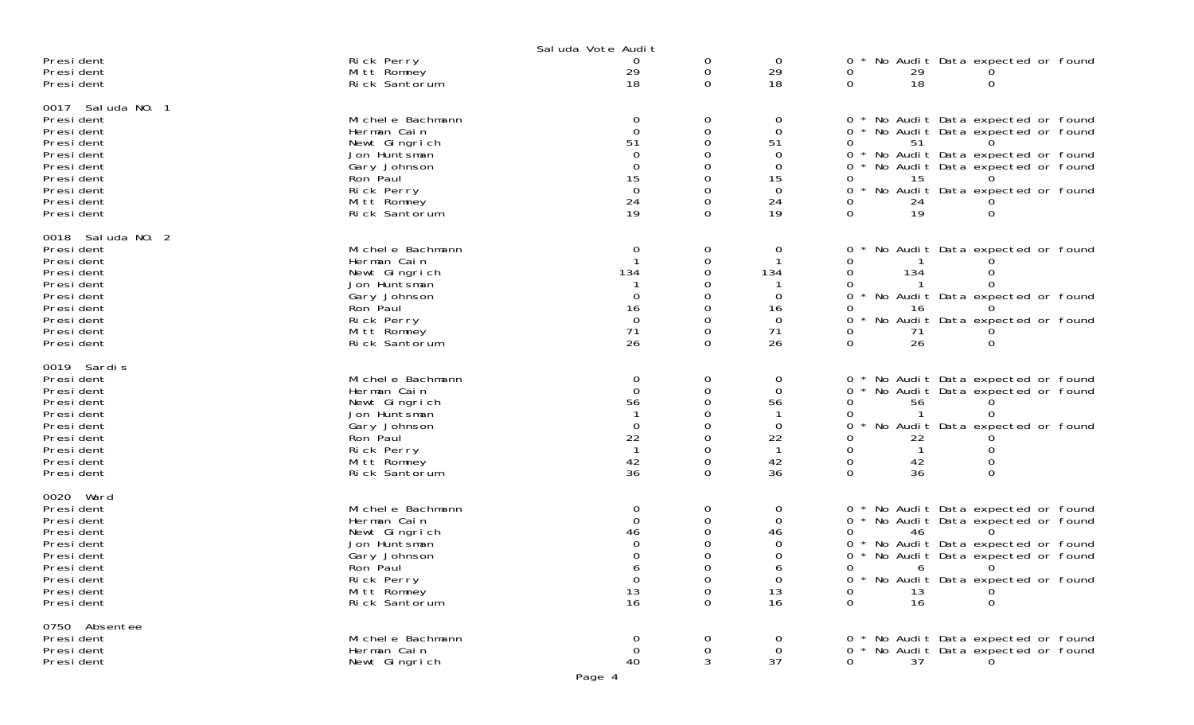Saluda Vote Audit

| | | | | | | | |
|---|---|---|---|---|---|---|---|
| President | Rick Perry | 0 | 0 | 0 | 0 * No Audit Data expected or found | | |
| President | Mitt Romney | 29 | 0 | 29 | 0 | 29 | 0 |
| President | Rick Santorum | 18 | 0 | 18 | 0 | 18 | 0 |

0017 Saluda NO. 1

| | | | | | | | |
|---|---|---|---|---|---|---|---|
| President | Michele Bachmann | 0 | 0 | 0 | 0 * No Audit Data expected or found | | |
| President | Herman Cain | 0 | 0 | 0 | 0 * No Audit Data expected or found | | |
| President | Newt Gingrich | 51 | 0 | 51 | 0 | 51 | 0 |
| President | Jon Huntsman | 0 | 0 | 0 | 0 * No Audit Data expected or found | | |
| President | Gary Johnson | 0 | 0 | 0 | 0 * No Audit Data expected or found | | |
| President | Ron Paul | 15 | 0 | 15 | 0 | 15 | 0 |
| President | Rick Perry | 0 | 0 | 0 | 0 * No Audit Data expected or found | | |
| President | Mitt Romney | 24 | 0 | 24 | 0 | 24 | 0 |
| President | Rick Santorum | 19 | 0 | 19 | 0 | 19 | 0 |

0018 Saluda NO. 2

| | | | | | | | |
|---|---|---|---|---|---|---|---|
| President | Michele Bachmann | 0 | 0 | 0 | 0 * No Audit Data expected or found | | |
| President | Herman Cain | 1 | 0 | 1 | 0 | 1 | 0 |
| President | Newt Gingrich | 134 | 0 | 134 | 0 | 134 | 0 |
| President | Jon Huntsman | 1 | 0 | 1 | 0 | 1 | 0 |
| President | Gary Johnson | 0 | 0 | 0 | 0 * No Audit Data expected or found | | |
| President | Ron Paul | 16 | 0 | 16 | 0 | 16 | 0 |
| President | Rick Perry | 0 | 0 | 0 | 0 * No Audit Data expected or found | | |
| President | Mitt Romney | 71 | 0 | 71 | 0 | 71 | 0 |
| President | Rick Santorum | 26 | 0 | 26 | 0 | 26 | 0 |

0019 Sardis

| | | | | | | | |
|---|---|---|---|---|---|---|---|
| President | Michele Bachmann | 0 | 0 | 0 | 0 * No Audit Data expected or found | | |
| President | Herman Cain | 0 | 0 | 0 | 0 * No Audit Data expected or found | | |
| President | Newt Gingrich | 56 | 0 | 56 | 0 | 56 | 0 |
| President | Jon Huntsman | 1 | 0 | 1 | 0 | 1 | 0 |
| President | Gary Johnson | 0 | 0 | 0 | 0 * No Audit Data expected or found | | |
| President | Ron Paul | 22 | 0 | 22 | 0 | 22 | 0 |
| President | Rick Perry | 1 | 0 | 1 | 0 | 1 | 0 |
| President | Mitt Romney | 42 | 0 | 42 | 0 | 42 | 0 |
| President | Rick Santorum | 36 | 0 | 36 | 0 | 36 | 0 |

0020 Ward

| | | | | | | | |
|---|---|---|---|---|---|---|---|
| President | Michele Bachmann | 0 | 0 | 0 | 0 * No Audit Data expected or found | | |
| President | Herman Cain | 0 | 0 | 0 | 0 * No Audit Data expected or found | | |
| President | Newt Gingrich | 46 | 0 | 46 | 0 | 46 | 0 |
| President | Jon Huntsman | 0 | 0 | 0 | 0 * No Audit Data expected or found | | |
| President | Gary Johnson | 0 | 0 | 0 | 0 * No Audit Data expected or found | | |
| President | Ron Paul | 6 | 0 | 6 | 0 | 6 | 0 |
| President | Rick Perry | 0 | 0 | 0 | 0 * No Audit Data expected or found | | |
| President | Mitt Romney | 13 | 0 | 13 | 0 | 13 | 0 |
| President | Rick Santorum | 16 | 0 | 16 | 0 | 16 | 0 |

0750 Absentee

| | | | | | | | |
|---|---|---|---|---|---|---|---|
| President | Michele Bachmann | 0 | 0 | 0 | 0 * No Audit Data expected or found | | |
| President | Herman Cain | 0 | 0 | 0 | 0 * No Audit Data expected or found | | |
| President | Newt Gingrich | 40 | 3 | 37 | 0 | 37 | 0 |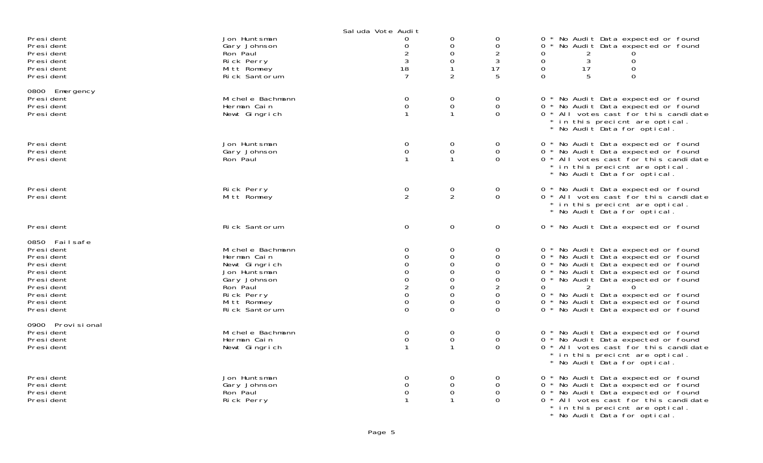Saluda Vote Audit

| Contest | Candidate | | | | | | | |
|---|---|---|---|---|---|---|---|---|
| President | Jon Huntsman | 0 | 0 | 0 | 0 | * No Audit Data expected or found | | |
| President | Gary Johnson | 0 | 0 | 0 | 0 | * No Audit Data expected or found | | |
| President | Ron Paul | 2 | 0 | 2 | 0 | | 2 | 0 |
| President | Rick Perry | 3 | 0 | 3 | 0 | | 3 | 0 |
| President | Mitt Romney | 18 | 1 | 17 | 0 | | 17 | 0 |
| President | Rick Santorum | 7 | 2 | 5 | 0 | | 5 | 0 |
| **0800 Emergency** | | | | | | | | |
| President | Michele Bachmann | 0 | 0 | 0 | 0 | * No Audit Data expected or found | | |
| President | Herman Cain | 0 | 0 | 0 | 0 | * No Audit Data expected or found | | |
| President | Newt Gingrich | 1 | 1 | 0 | 0 | * All votes cast for this candidate * in this precicnt are optical. * No Audit Data for optical. | | |
| President | Jon Huntsman | 0 | 0 | 0 | 0 | * No Audit Data expected or found | | |
| President | Gary Johnson | 0 | 0 | 0 | 0 | * No Audit Data expected or found | | |
| President | Ron Paul | 1 | 1 | 0 | 0 | * All votes cast for this candidate * in this precicnt are optical. * No Audit Data for optical. | | |
| President | Rick Perry | 0 | 0 | 0 | 0 | * No Audit Data expected or found | | |
| President | Mitt Romney | 2 | 2 | 0 | 0 | * All votes cast for this candidate * in this precicnt are optical. * No Audit Data for optical. | | |
| President | Rick Santorum | 0 | 0 | 0 | 0 | * No Audit Data expected or found | | |
| **0850 Failsafe** | | | | | | | | |
| President | Michele Bachmann | 0 | 0 | 0 | 0 | * No Audit Data expected or found | | |
| President | Herman Cain | 0 | 0 | 0 | 0 | * No Audit Data expected or found | | |
| President | Newt Gingrich | 0 | 0 | 0 | 0 | * No Audit Data expected or found | | |
| President | Jon Huntsman | 0 | 0 | 0 | 0 | * No Audit Data expected or found | | |
| President | Gary Johnson | 0 | 0 | 0 | 0 | * No Audit Data expected or found | | |
| President | Ron Paul | 2 | 0 | 2 | 0 | | 2 | 0 |
| President | Rick Perry | 0 | 0 | 0 | 0 | * No Audit Data expected or found | | |
| President | Mitt Romney | 0 | 0 | 0 | 0 | * No Audit Data expected or found | | |
| President | Rick Santorum | 0 | 0 | 0 | 0 | * No Audit Data expected or found | | |
| **0900 Provisional** | | | | | | | | |
| President | Michele Bachmann | 0 | 0 | 0 | 0 | * No Audit Data expected or found | | |
| President | Herman Cain | 0 | 0 | 0 | 0 | * No Audit Data expected or found | | |
| President | Newt Gingrich | 1 | 1 | 0 | 0 | * All votes cast for this candidate * in this precicnt are optical. * No Audit Data for optical. | | |
| President | Jon Huntsman | 0 | 0 | 0 | 0 | * No Audit Data expected or found | | |
| President | Gary Johnson | 0 | 0 | 0 | 0 | * No Audit Data expected or found | | |
| President | Ron Paul | 0 | 0 | 0 | 0 | * No Audit Data expected or found | | |
| President | Rick Perry | 1 | 1 | 0 | 0 | * All votes cast for this candidate * in this precicnt are optical. * No Audit Data for optical. | | |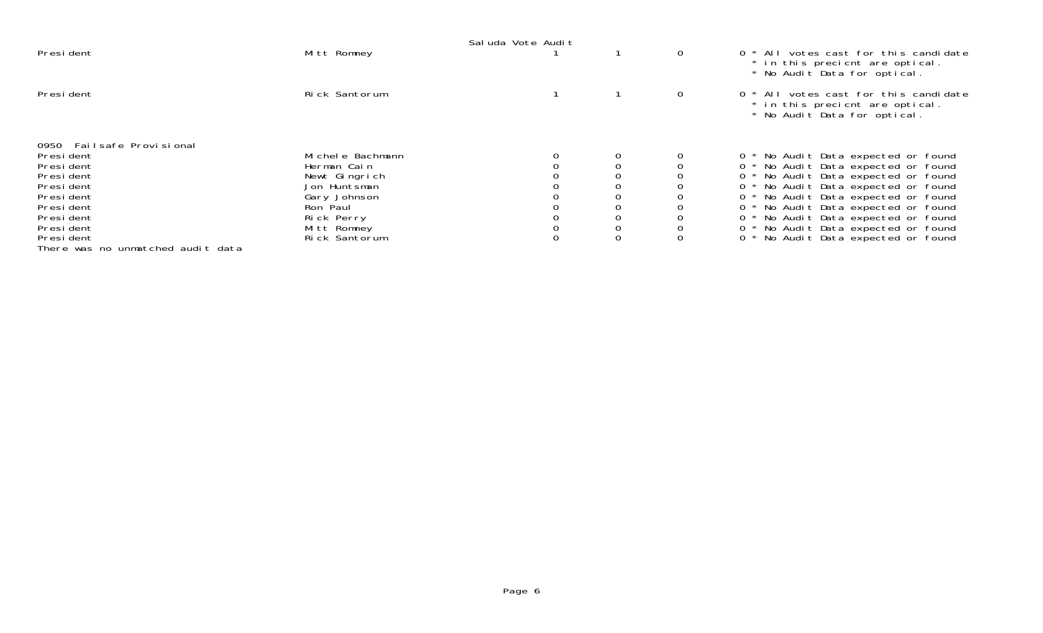Saluda Vote Audit

| | | | | | |
|---|---|---|---|---|---|
| President | Mitt Romney | 1 | 1 | 0 | 0 * All votes cast for this candidate * in this precicnt are optical. * No Audit Data for optical. |
| President | Rick Santorum | 1 | 1 | 0 | 0 * All votes cast for this candidate * in this precicnt are optical. * No Audit Data for optical. |
| 0950 Failsafe Provisional | | | | | |
| President | Michele Bachmann | 0 | 0 | 0 | 0 * No Audit Data expected or found |
| President | Herman Cain | 0 | 0 | 0 | 0 * No Audit Data expected or found |
| President | Newt Gingrich | 0 | 0 | 0 | 0 * No Audit Data expected or found |
| President | Jon Huntsman | 0 | 0 | 0 | 0 * No Audit Data expected or found |
| President | Gary Johnson | 0 | 0 | 0 | 0 * No Audit Data expected or found |
| President | Ron Paul | 0 | 0 | 0 | 0 * No Audit Data expected or found |
| President | Rick Perry | 0 | 0 | 0 | 0 * No Audit Data expected or found |
| President | Mitt Romney | 0 | 0 | 0 | 0 * No Audit Data expected or found |
| President | Rick Santorum | 0 | 0 | 0 | 0 * No Audit Data expected or found |

There was no unmatched audit data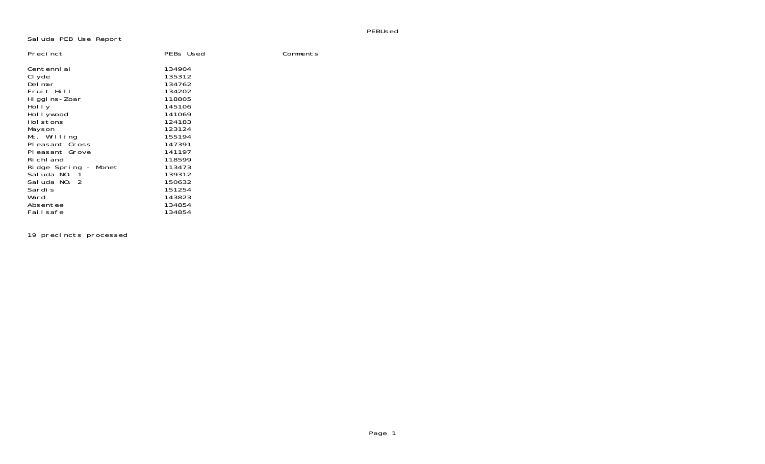Saluda PEB Use Report

| Precinct | PEBs Used | Comments |
|---|---|---|
| Centennial | 134904 | |
| Clyde | 135312 | |
| Delmar | 134762 | |
| Fruit Hill | 134202 | |
| Higgins-Zoar | 118805 | |
| Holly | 145106 | |
| Hollywood | 141069 | |
| Holstons | 124183 | |
| Mayson | 123124 | |
| Mt. Willing | 155194 | |
| Pleasant Cross | 147391 | |
| Pleasant Grove | 141197 | |
| Richland | 118599 | |
| Ridge Spring - Monet | 113473 | |
| Saluda NO. 1 | 139312 | |
| Saluda NO. 2 | 150632 | |
| Sardis | 151254 | |
| Ward | 143823 | |
| Absentee | 134854 | |
| Failsafe | 134854 | |

19 precincts processed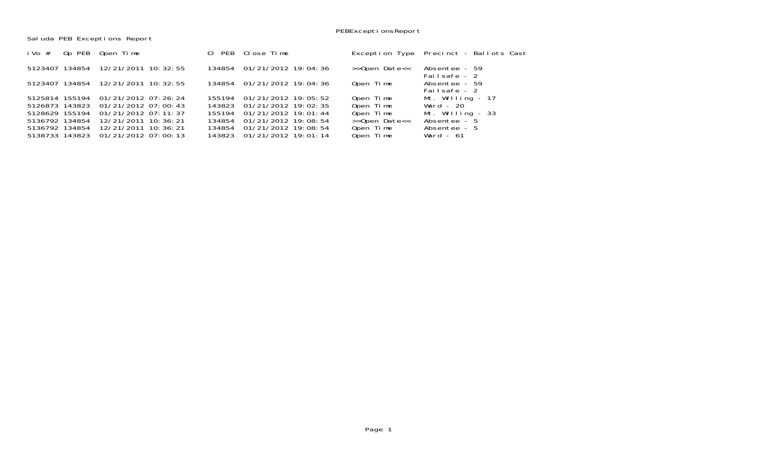PEBExceptionsReport

Saluda PEB Exceptions Report

| iVo # | Op PEB | Open Time | Cl PEB | Close Time | Exception Type | Precinct - Ballots Cast |
|---|---|---|---|---|---|---|
| 5123407 | 134854 | 12/21/2011 10:32:55 | 134854 | 01/21/2012 19:04:36 | >>Open Date<< | Absentee - 59<br>Failsafe - 2 |
| 5123407 | 134854 | 12/21/2011 10:32:55 | 134854 | 01/21/2012 19:04:36 | Open Time | Absentee - 59<br>Failsafe - 2 |
| 5125814 | 155194 | 01/21/2012 07:26:24 | 155194 | 01/21/2012 19:05:52 | Open Time | Mt. Willing - 17 |
| 5126873 | 143823 | 01/21/2012 07:00:43 | 143823 | 01/21/2012 19:02:35 | Open Time | Ward - 20 |
| 5128629 | 155194 | 01/21/2012 07:11:37 | 155194 | 01/21/2012 19:01:44 | Open Time | Mt. Willing - 33 |
| 5136792 | 134854 | 12/21/2011 10:36:21 | 134854 | 01/21/2012 19:08:54 | >>Open Date<< | Absentee - 5 |
| 5136792 | 134854 | 12/21/2011 10:36:21 | 134854 | 01/21/2012 19:08:54 | Open Time | Absentee - 5 |
| 5138733 | 143823 | 01/21/2012 07:00:13 | 143823 | 01/21/2012 19:01:14 | Open Time | Ward - 61 |